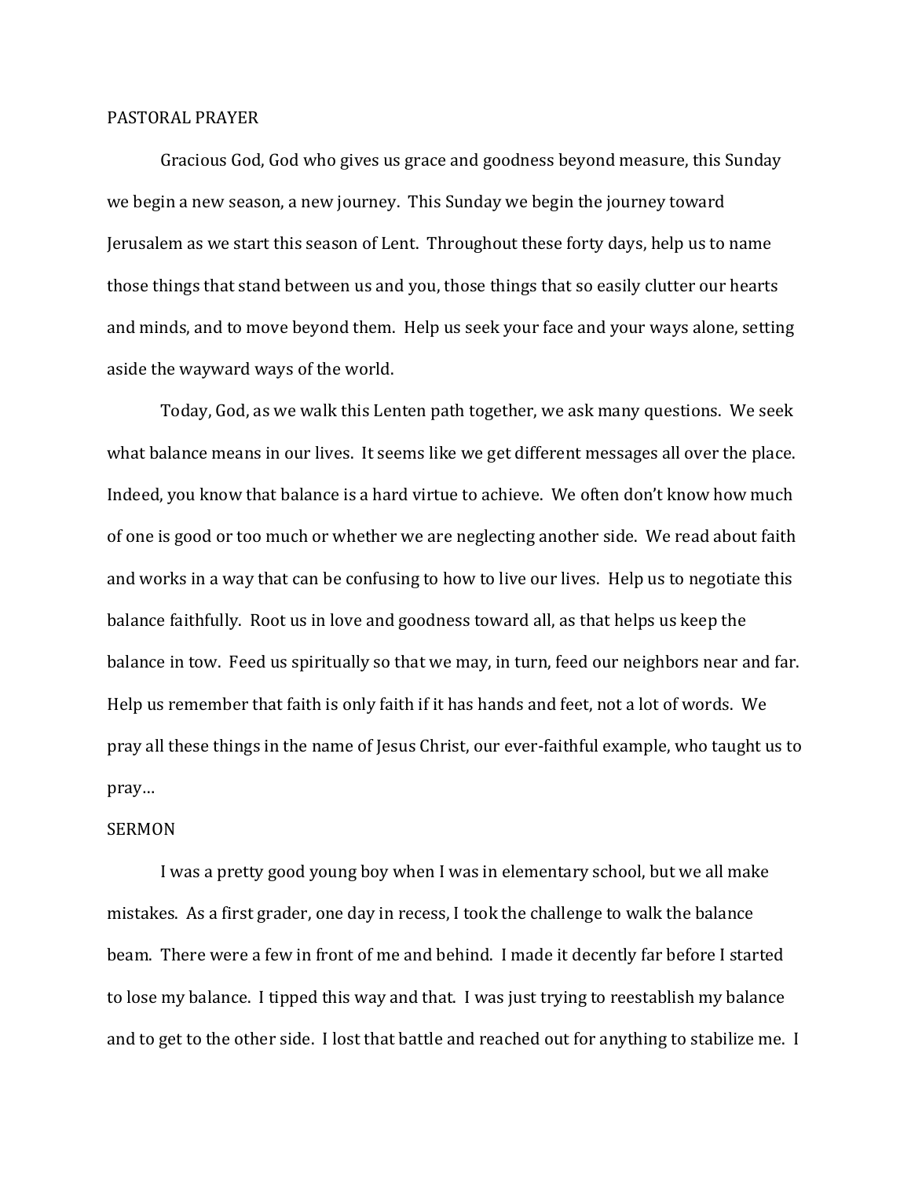## PASTORAL PRAYER

Gracious God, God who gives us grace and goodness beyond measure, this Sunday we begin a new season, a new journey. This Sunday we begin the journey toward Jerusalem as we start this season of Lent. Throughout these forty days, help us to name those things that stand between us and you, those things that so easily clutter our hearts and minds, and to move beyond them. Help us seek your face and your ways alone, setting aside the wayward ways of the world.

Today, God, as we walk this Lenten path together, we ask many questions. We seek what balance means in our lives. It seems like we get different messages all over the place. Indeed, you know that balance is a hard virtue to achieve. We often don't know how much of one is good or too much or whether we are neglecting another side. We read about faith and works in a way that can be confusing to how to live our lives. Help us to negotiate this balance faithfully. Root us in love and goodness toward all, as that helps us keep the balance in tow. Feed us spiritually so that we may, in turn, feed our neighbors near and far. Help us remember that faith is only faith if it has hands and feet, not a lot of words. We pray all these things in the name of Jesus Christ, our ever-faithful example, who taught us to pray…

## SERMON

I was a pretty good young boy when I was in elementary school, but we all make mistakes. As a first grader, one day in recess, I took the challenge to walk the balance beam. There were a few in front of me and behind. I made it decently far before I started to lose my balance. I tipped this way and that. I was just trying to reestablish my balance and to get to the other side. I lost that battle and reached out for anything to stabilize me. I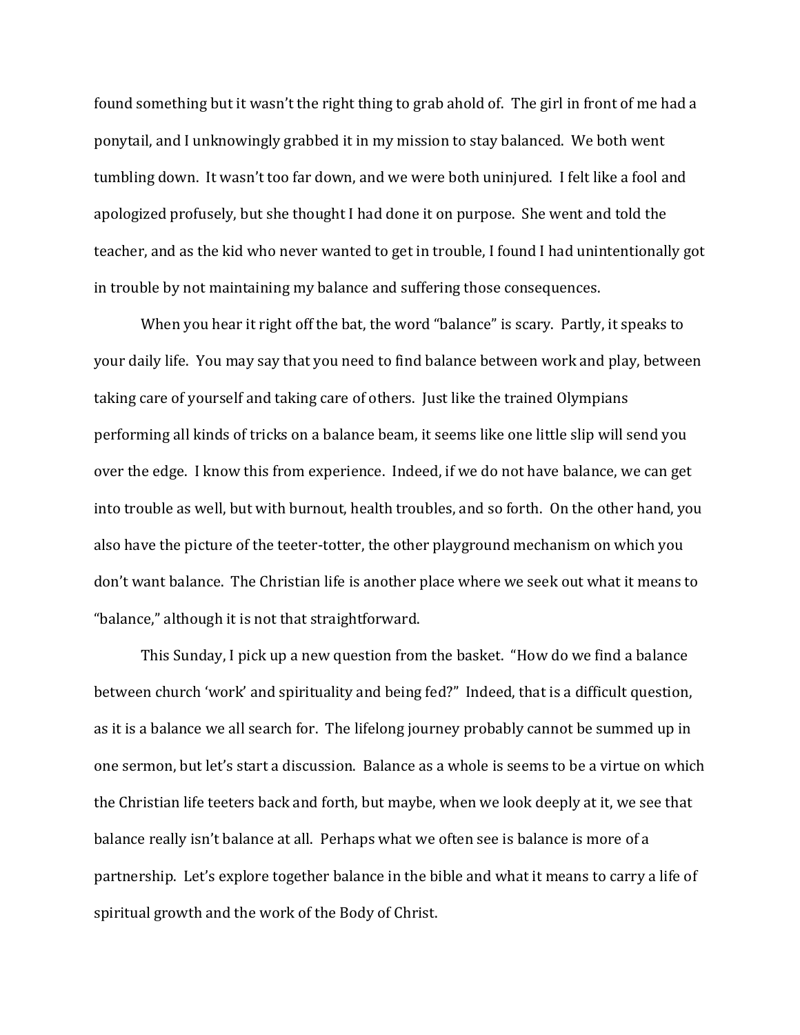found something but it wasn't the right thing to grab ahold of. The girl in front of me had a ponytail, and I unknowingly grabbed it in my mission to stay balanced. We both went tumbling down. It wasn't too far down, and we were both uninjured. I felt like a fool and apologized profusely, but she thought I had done it on purpose. She went and told the teacher, and as the kid who never wanted to get in trouble, I found I had unintentionally got in trouble by not maintaining my balance and suffering those consequences.

When you hear it right off the bat, the word "balance" is scary. Partly, it speaks to your daily life. You may say that you need to find balance between work and play, between taking care of yourself and taking care of others. Just like the trained Olympians performing all kinds of tricks on a balance beam, it seems like one little slip will send you over the edge. I know this from experience. Indeed, if we do not have balance, we can get into trouble as well, but with burnout, health troubles, and so forth. On the other hand, you also have the picture of the teeter-totter, the other playground mechanism on which you don't want balance. The Christian life is another place where we seek out what it means to "balance," although it is not that straightforward.

This Sunday, I pick up a new question from the basket. "How do we find a balance between church 'work' and spirituality and being fed?" Indeed, that is a difficult question, as it is a balance we all search for. The lifelong journey probably cannot be summed up in one sermon, but let's start a discussion. Balance as a whole is seems to be a virtue on which the Christian life teeters back and forth, but maybe, when we look deeply at it, we see that balance really isn't balance at all. Perhaps what we often see is balance is more of a partnership. Let's explore together balance in the bible and what it means to carry a life of spiritual growth and the work of the Body of Christ.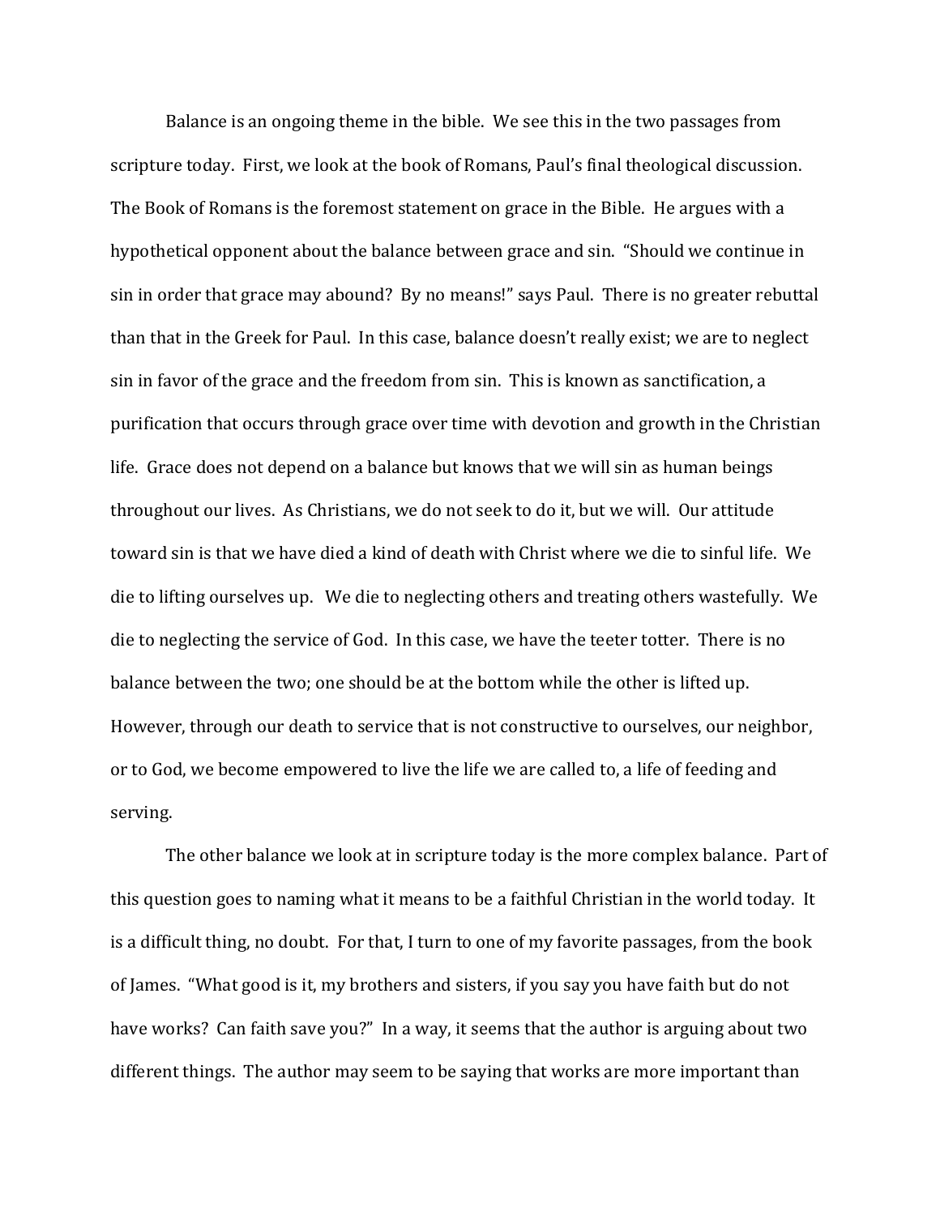Balance is an ongoing theme in the bible. We see this in the two passages from scripture today. First, we look at the book of Romans, Paul's final theological discussion. The Book of Romans is the foremost statement on grace in the Bible. He argues with a hypothetical opponent about the balance between grace and sin. "Should we continue in sin in order that grace may abound? By no means!" says Paul. There is no greater rebuttal than that in the Greek for Paul. In this case, balance doesn't really exist; we are to neglect sin in favor of the grace and the freedom from sin. This is known as sanctification, a purification that occurs through grace over time with devotion and growth in the Christian life. Grace does not depend on a balance but knows that we will sin as human beings throughout our lives. As Christians, we do not seek to do it, but we will. Our attitude toward sin is that we have died a kind of death with Christ where we die to sinful life. We die to lifting ourselves up. We die to neglecting others and treating others wastefully. We die to neglecting the service of God. In this case, we have the teeter totter. There is no balance between the two; one should be at the bottom while the other is lifted up. However, through our death to service that is not constructive to ourselves, our neighbor, or to God, we become empowered to live the life we are called to, a life of feeding and serving.

The other balance we look at in scripture today is the more complex balance. Part of this question goes to naming what it means to be a faithful Christian in the world today. It is a difficult thing, no doubt. For that, I turn to one of my favorite passages, from the book of James. "What good is it, my brothers and sisters, if you say you have faith but do not have works? Can faith save you?" In a way, it seems that the author is arguing about two different things. The author may seem to be saying that works are more important than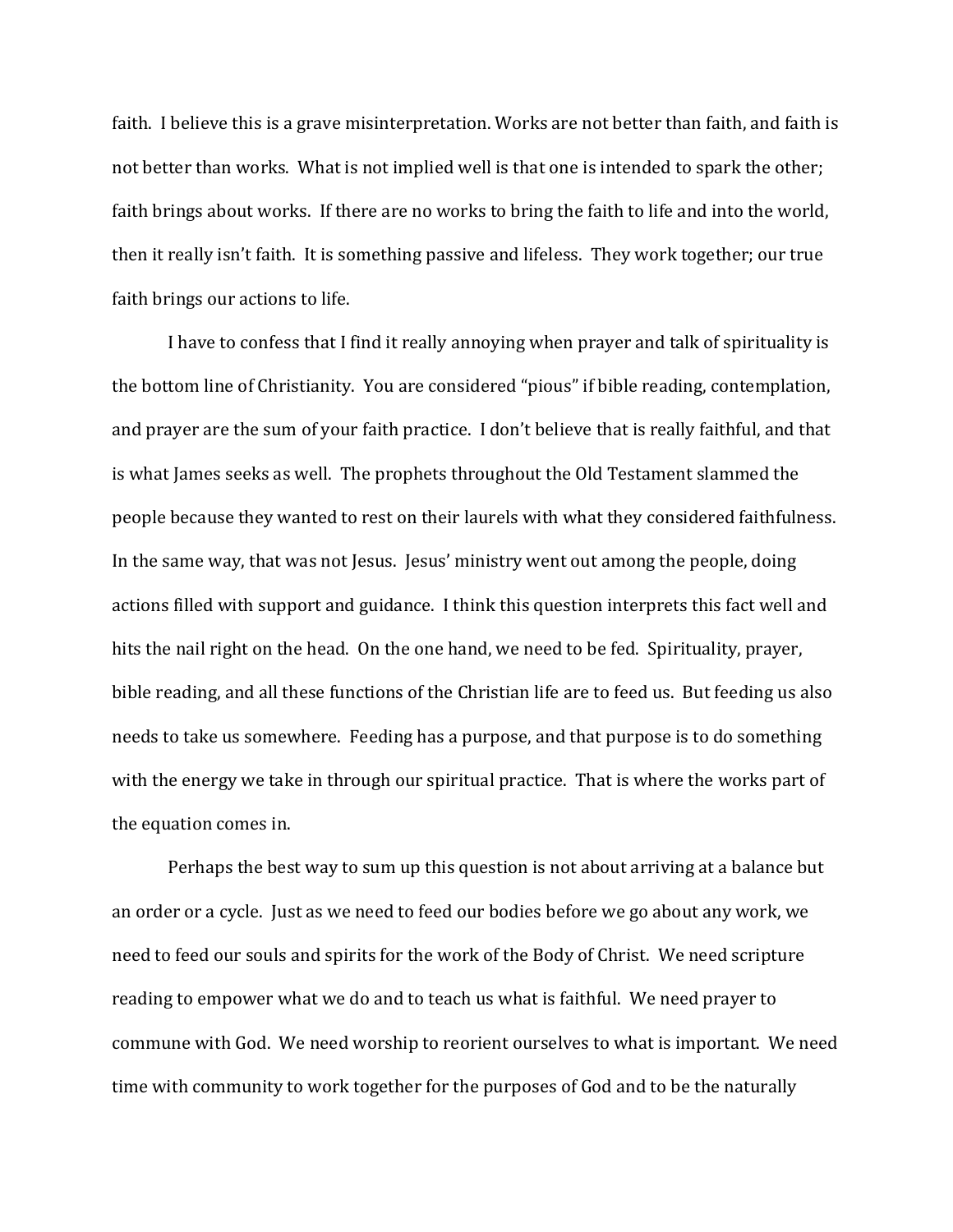faith. I believe this is a grave misinterpretation. Works are not better than faith, and faith is not better than works. What is not implied well is that one is intended to spark the other; faith brings about works. If there are no works to bring the faith to life and into the world, then it really isn't faith. It is something passive and lifeless. They work together; our true faith brings our actions to life.

I have to confess that I find it really annoying when prayer and talk of spirituality is the bottom line of Christianity. You are considered "pious" if bible reading, contemplation, and prayer are the sum of your faith practice. I don't believe that is really faithful, and that is what James seeks as well. The prophets throughout the Old Testament slammed the people because they wanted to rest on their laurels with what they considered faithfulness. In the same way, that was not Jesus. Jesus' ministry went out among the people, doing actions filled with support and guidance. I think this question interprets this fact well and hits the nail right on the head. On the one hand, we need to be fed. Spirituality, prayer, bible reading, and all these functions of the Christian life are to feed us. But feeding us also needs to take us somewhere. Feeding has a purpose, and that purpose is to do something with the energy we take in through our spiritual practice. That is where the works part of the equation comes in.

Perhaps the best way to sum up this question is not about arriving at a balance but an order or a cycle. Just as we need to feed our bodies before we go about any work, we need to feed our souls and spirits for the work of the Body of Christ. We need scripture reading to empower what we do and to teach us what is faithful. We need prayer to commune with God. We need worship to reorient ourselves to what is important. We need time with community to work together for the purposes of God and to be the naturally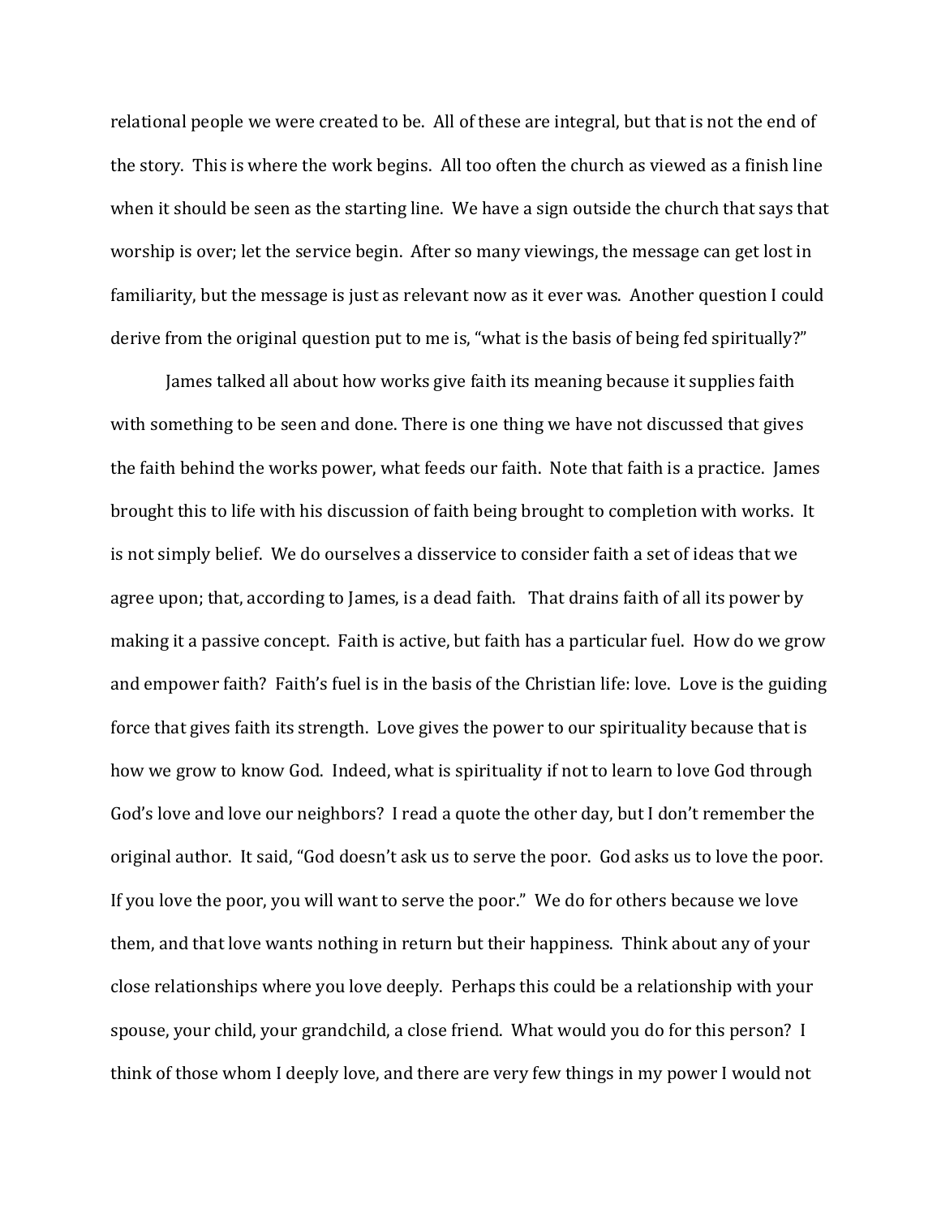relational people we were created to be. All of these are integral, but that is not the end of the story. This is where the work begins. All too often the church as viewed as a finish line when it should be seen as the starting line. We have a sign outside the church that says that worship is over; let the service begin. After so many viewings, the message can get lost in familiarity, but the message is just as relevant now as it ever was. Another question I could derive from the original question put to me is, "what is the basis of being fed spiritually?"

James talked all about how works give faith its meaning because it supplies faith with something to be seen and done. There is one thing we have not discussed that gives the faith behind the works power, what feeds our faith. Note that faith is a practice. James brought this to life with his discussion of faith being brought to completion with works. It is not simply belief. We do ourselves a disservice to consider faith a set of ideas that we agree upon; that, according to James, is a dead faith. That drains faith of all its power by making it a passive concept. Faith is active, but faith has a particular fuel. How do we grow and empower faith? Faith's fuel is in the basis of the Christian life: love. Love is the guiding force that gives faith its strength. Love gives the power to our spirituality because that is how we grow to know God. Indeed, what is spirituality if not to learn to love God through God's love and love our neighbors? I read a quote the other day, but I don't remember the original author. It said, "God doesn't ask us to serve the poor. God asks us to love the poor. If you love the poor, you will want to serve the poor." We do for others because we love them, and that love wants nothing in return but their happiness. Think about any of your close relationships where you love deeply. Perhaps this could be a relationship with your spouse, your child, your grandchild, a close friend. What would you do for this person? I think of those whom I deeply love, and there are very few things in my power I would not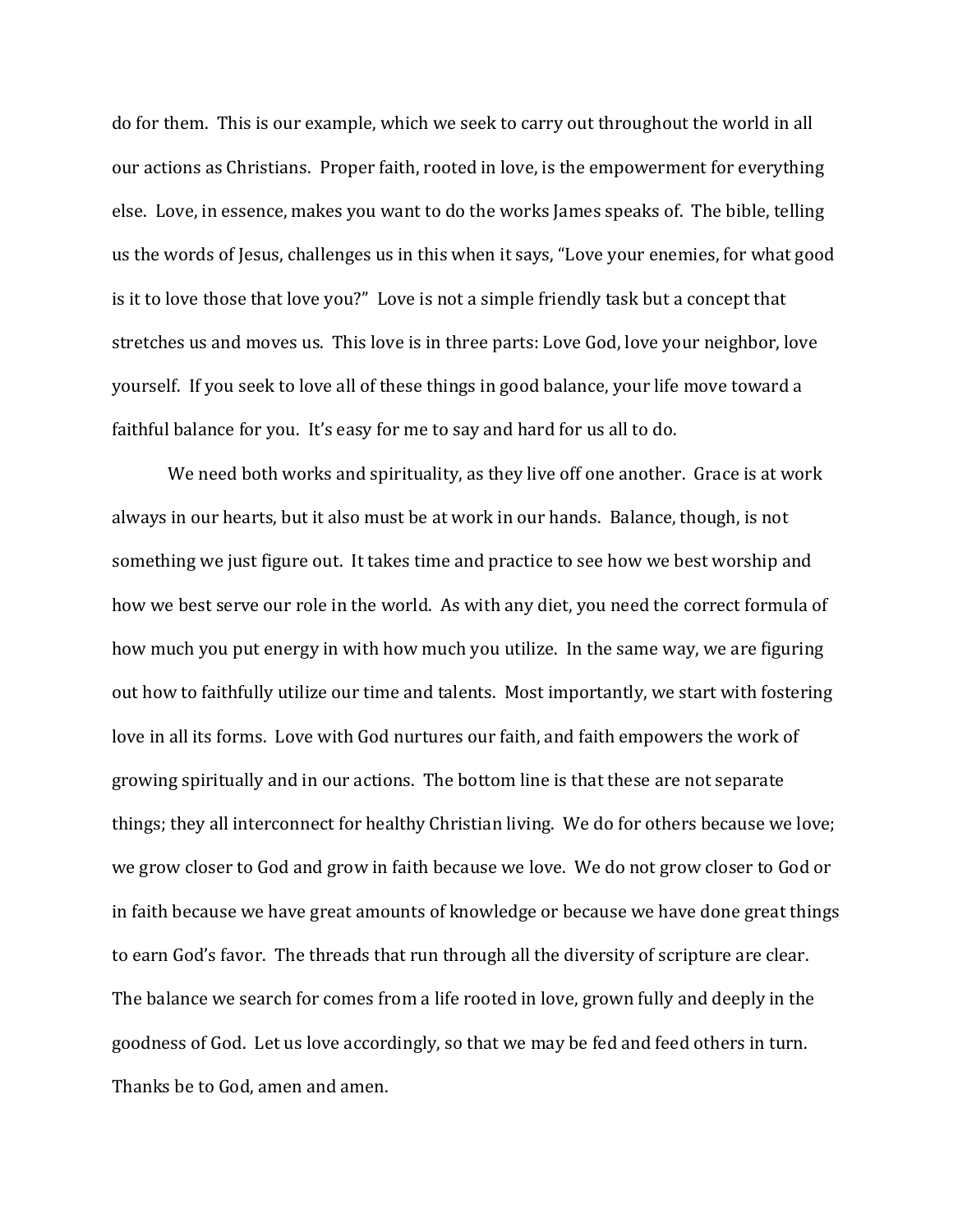do for them. This is our example, which we seek to carry out throughout the world in all our actions as Christians. Proper faith, rooted in love, is the empowerment for everything else. Love, in essence, makes you want to do the works James speaks of. The bible, telling us the words of Jesus, challenges us in this when it says, "Love your enemies, for what good is it to love those that love you?" Love is not a simple friendly task but a concept that stretches us and moves us. This love is in three parts: Love God, love your neighbor, love yourself. If you seek to love all of these things in good balance, your life move toward a faithful balance for you. It's easy for me to say and hard for us all to do.

We need both works and spirituality, as they live off one another. Grace is at work always in our hearts, but it also must be at work in our hands. Balance, though, is not something we just figure out. It takes time and practice to see how we best worship and how we best serve our role in the world. As with any diet, you need the correct formula of how much you put energy in with how much you utilize. In the same way, we are figuring out how to faithfully utilize our time and talents. Most importantly, we start with fostering love in all its forms. Love with God nurtures our faith, and faith empowers the work of growing spiritually and in our actions. The bottom line is that these are not separate things; they all interconnect for healthy Christian living. We do for others because we love; we grow closer to God and grow in faith because we love. We do not grow closer to God or in faith because we have great amounts of knowledge or because we have done great things to earn God's favor. The threads that run through all the diversity of scripture are clear. The balance we search for comes from a life rooted in love, grown fully and deeply in the goodness of God. Let us love accordingly, so that we may be fed and feed others in turn. Thanks be to God, amen and amen.